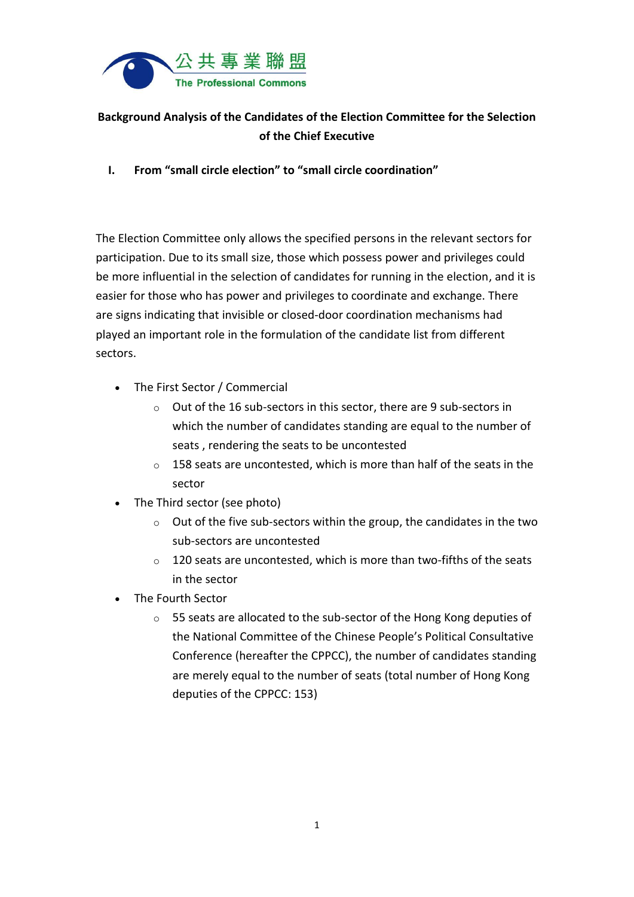公共專業聯盟
The Professional Commons

**Background Analysis of the Candidates of the Election Committee for the Selection of the Chief Executive**

## I. From "small circle election" to "small circle coordination"

The Election Committee only allows the specified persons in the relevant sectors for participation. Due to its small size, those which possess power and privileges could be more influential in the selection of candidates for running in the election, and it is easier for those who has power and privileges to coordinate and exchange. There are signs indicating that invisible or closed-door coordination mechanisms had played an important role in the formulation of the candidate list from different sectors.

- The First Sector / Commercial
  - Out of the 16 sub-sectors in this sector, there are 9 sub-sectors in which the number of candidates standing are equal to the number of seats , rendering the seats to be uncontested
  - 158 seats are uncontested, which is more than half of the seats in the sector
- The Third sector (see photo)
  - Out of the five sub-sectors within the group, the candidates in the two sub-sectors are uncontested
  - 120 seats are uncontested, which is more than two-fifths of the seats in the sector
- The Fourth Sector
  - 55 seats are allocated to the sub-sector of the Hong Kong deputies of the National Committee of the Chinese People's Political Consultative Conference (hereafter the CPPCC), the number of candidates standing are merely equal to the number of seats (total number of Hong Kong deputies of the CPPCC: 153)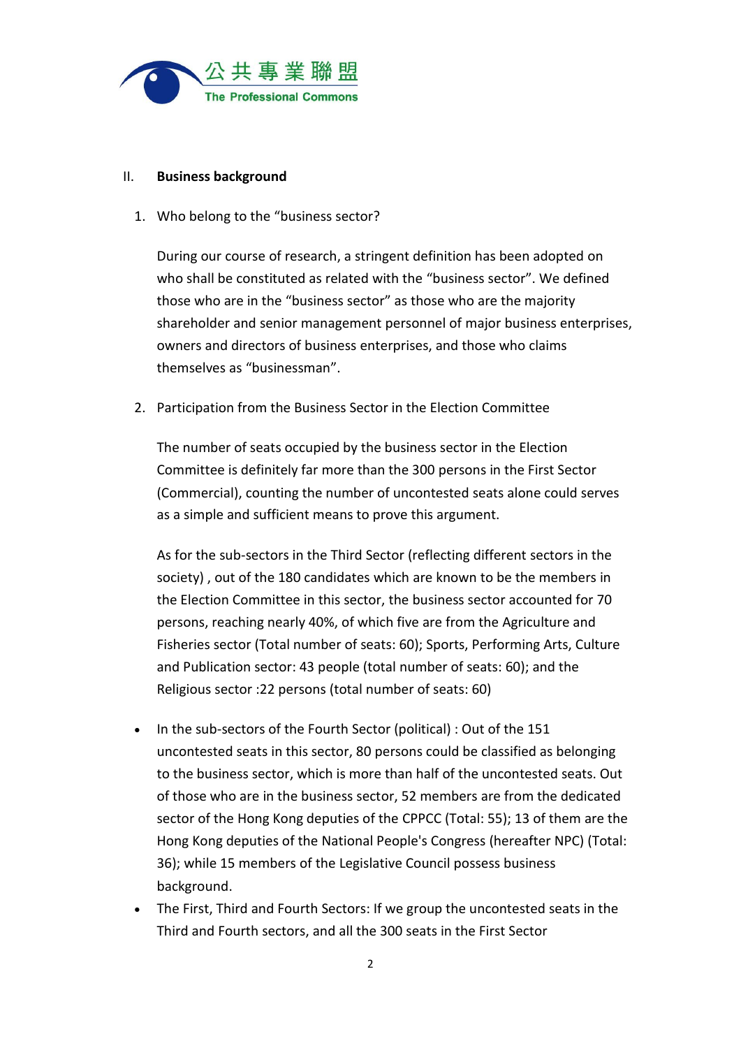## II. Business background

1. Who belong to the "business sector?

   During our course of research, a stringent definition has been adopted on who shall be constituted as related with the "business sector". We defined those who are in the "business sector" as those who are the majority shareholder and senior management personnel of major business enterprises, owners and directors of business enterprises, and those who claims themselves as "businessman".

2. Participation from the Business Sector in the Election Committee

   The number of seats occupied by the business sector in the Election Committee is definitely far more than the 300 persons in the First Sector (Commercial), counting the number of uncontested seats alone could serves as a simple and sufficient means to prove this argument.

   As for the sub-sectors in the Third Sector (reflecting different sectors in the society) , out of the 180 candidates which are known to be the members in the Election Committee in this sector, the business sector accounted for 70 persons, reaching nearly 40%, of which five are from the Agriculture and Fisheries sector (Total number of seats: 60); Sports, Performing Arts, Culture and Publication sector: 43 people (total number of seats: 60); and the Religious sector :22 persons (total number of seats: 60)

- In the sub-sectors of the Fourth Sector (political) : Out of the 151 uncontested seats in this sector, 80 persons could be classified as belonging to the business sector, which is more than half of the uncontested seats. Out of those who are in the business sector, 52 members are from the dedicated sector of the Hong Kong deputies of the CPPCC (Total: 55); 13 of them are the Hong Kong deputies of the National People's Congress (hereafter NPC) (Total: 36); while 15 members of the Legislative Council possess business background.
- The First, Third and Fourth Sectors: If we group the uncontested seats in the Third and Fourth sectors, and all the 300 seats in the First Sector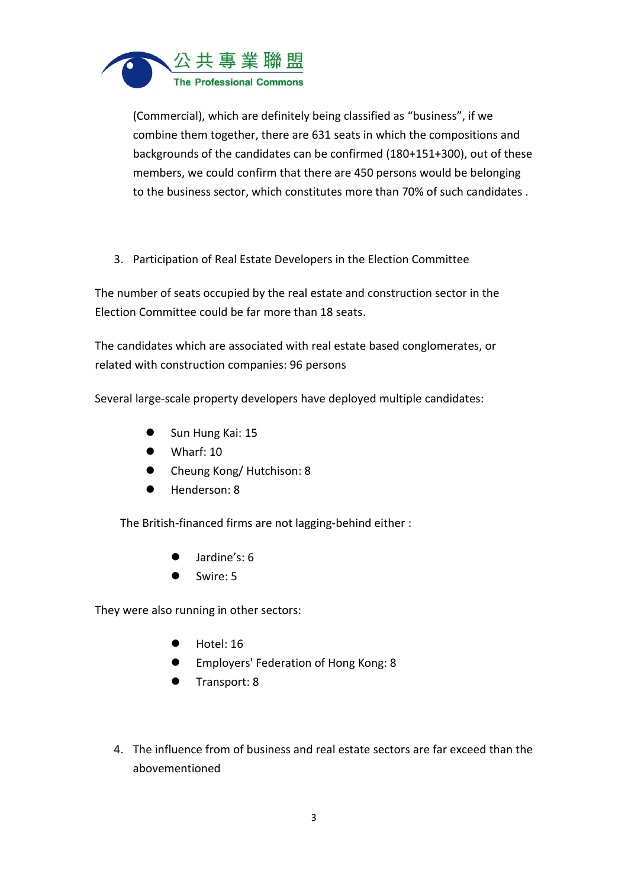(Commercial), which are definitely being classified as "business", if we combine them together, there are 631 seats in which the compositions and backgrounds of the candidates can be confirmed (180+151+300), out of these members, we could confirm that there are 450 persons would be belonging to the business sector, which constitutes more than 70% of such candidates .

3. Participation of Real Estate Developers in the Election Committee

The number of seats occupied by the real estate and construction sector in the Election Committee could be far more than 18 seats.

The candidates which are associated with real estate based conglomerates, or related with construction companies: 96 persons

Several large-scale property developers have deployed multiple candidates:

- Sun Hung Kai: 15
- Wharf: 10
- Cheung Kong/ Hutchison: 8
- Henderson: 8

The British-financed firms are not lagging-behind either :

- Jardine's: 6
- Swire: 5

They were also running in other sectors:

- Hotel: 16
- Employers' Federation of Hong Kong: 8
- Transport: 8

4. The influence from of business and real estate sectors are far exceed than the abovementioned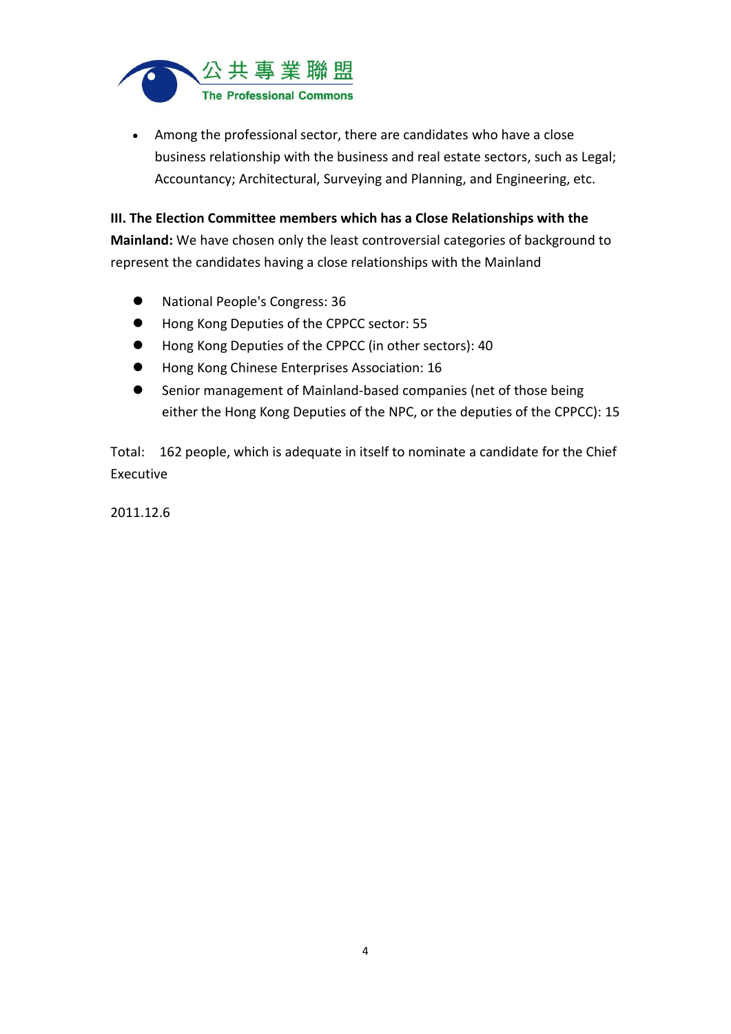- Among the professional sector, there are candidates who have a close business relationship with the business and real estate sectors, such as Legal; Accountancy; Architectural, Surveying and Planning, and Engineering, etc.

**III. The Election Committee members which has a Close Relationships with the Mainland:** We have chosen only the least controversial categories of background to represent the candidates having a close relationships with the Mainland

- National People's Congress: 36
- Hong Kong Deputies of the CPPCC sector: 55
- Hong Kong Deputies of the CPPCC (in other sectors): 40
- Hong Kong Chinese Enterprises Association: 16
- Senior management of Mainland-based companies (net of those being either the Hong Kong Deputies of the NPC, or the deputies of the CPPCC): 15

Total: 162 people, which is adequate in itself to nominate a candidate for the Chief Executive

2011.12.6